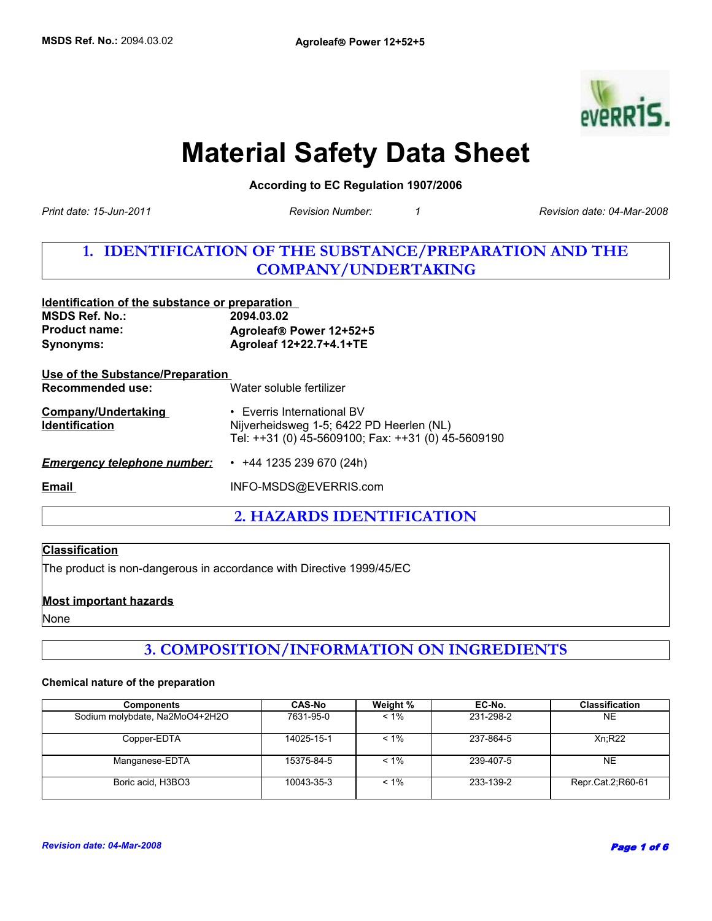# Material Safety Data Sheet

**According to EC Regulation 1907/2006**

*Print date: 15-Jun-2011* *Revision Number: 1* *Revision date: 04-Mar-2008*

## 1. IDENTIFICATION OF THE SUBSTANCE/PREPARATION AND THE COMPANY/UNDERTAKING

**Identification of the substance or preparation**

**MSDS Ref. No.:** **2094.03.02**
**Product name:** **Agroleaf® Power 12+52+5**
**Synonyms:** **Agroleaf 12+22.7+4.1+TE**

**Use of the Substance/Preparation**

**Recommended use:** Water soluble fertilizer

**Company/Undertaking Identification**

- Everris International BV
Nijverheidsweg 1-5; 6422 PD Heerlen (NL)
Tel: ++31 (0) 45-5609100; Fax: ++31 (0) 45-5609190

***Emergency telephone number:***

- +44 1235 239 670 (24h)

**Email** INFO-MSDS@EVERRIS.com

## 2. HAZARDS IDENTIFICATION

**Classification**

The product is non-dangerous in accordance with Directive 1999/45/EC

**Most important hazards**

None

## 3. COMPOSITION/INFORMATION ON INGREDIENTS

**Chemical nature of the preparation**

| Components | CAS-No | Weight % | EC-No. | Classification |
|---|---|---|---|---|
| Sodium molybdate, $Na_2MoO_4 + 2H_2O$ | 7631-95-0 | < 1% | 231-298-2 | NE |
| Copper-EDTA | 14025-15-1 | < 1% | 237-864-5 | Xn;R22 |
| Manganese-EDTA | 15375-84-5 | < 1% | 239-407-5 | NE |
| Boric acid, $H_3BO_3$ | 10043-35-3 | < 1% | 233-139-2 | Repr.Cat.2;R60-61 |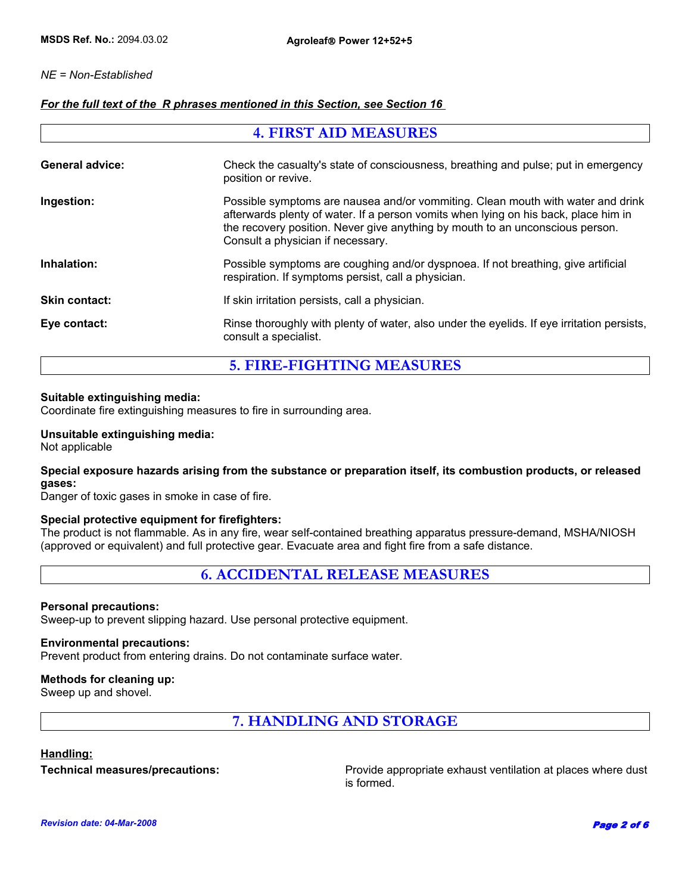*NE = Non-Established*

***For the full text of the R phrases mentioned in this Section, see Section 16***

## 4. FIRST AID MEASURES

**General advice:** Check the casualty's state of consciousness, breathing and pulse; put in emergency position or revive.

**Ingestion:** Possible symptoms are nausea and/or vommiting. Clean mouth with water and drink afterwards plenty of water. If a person vomits when lying on his back, place him in the recovery position. Never give anything by mouth to an unconscious person. Consult a physician if necessary.

**Inhalation:** Possible symptoms are coughing and/or dyspnoea. If not breathing, give artificial respiration. If symptoms persist, call a physician.

**Skin contact:** If skin irritation persists, call a physician.

**Eye contact:** Rinse thoroughly with plenty of water, also under the eyelids. If eye irritation persists, consult a specialist.

## 5. FIRE-FIGHTING MEASURES

**Suitable extinguishing media:**
Coordinate fire extinguishing measures to fire in surrounding area.

**Unsuitable extinguishing media:**
Not applicable

**Special exposure hazards arising from the substance or preparation itself, its combustion products, or released gases:**
Danger of toxic gases in smoke in case of fire.

**Special protective equipment for firefighters:**
The product is not flammable. As in any fire, wear self-contained breathing apparatus pressure-demand, MSHA/NIOSH (approved or equivalent) and full protective gear. Evacuate area and fight fire from a safe distance.

## 6. ACCIDENTAL RELEASE MEASURES

**Personal precautions:**
Sweep-up to prevent slipping hazard. Use personal protective equipment.

**Environmental precautions:**
Prevent product from entering drains. Do not contaminate surface water.

**Methods for cleaning up:**
Sweep up and shovel.

## 7. HANDLING AND STORAGE

**Handling:**

**Technical measures/precautions:** Provide appropriate exhaust ventilation at places where dust is formed.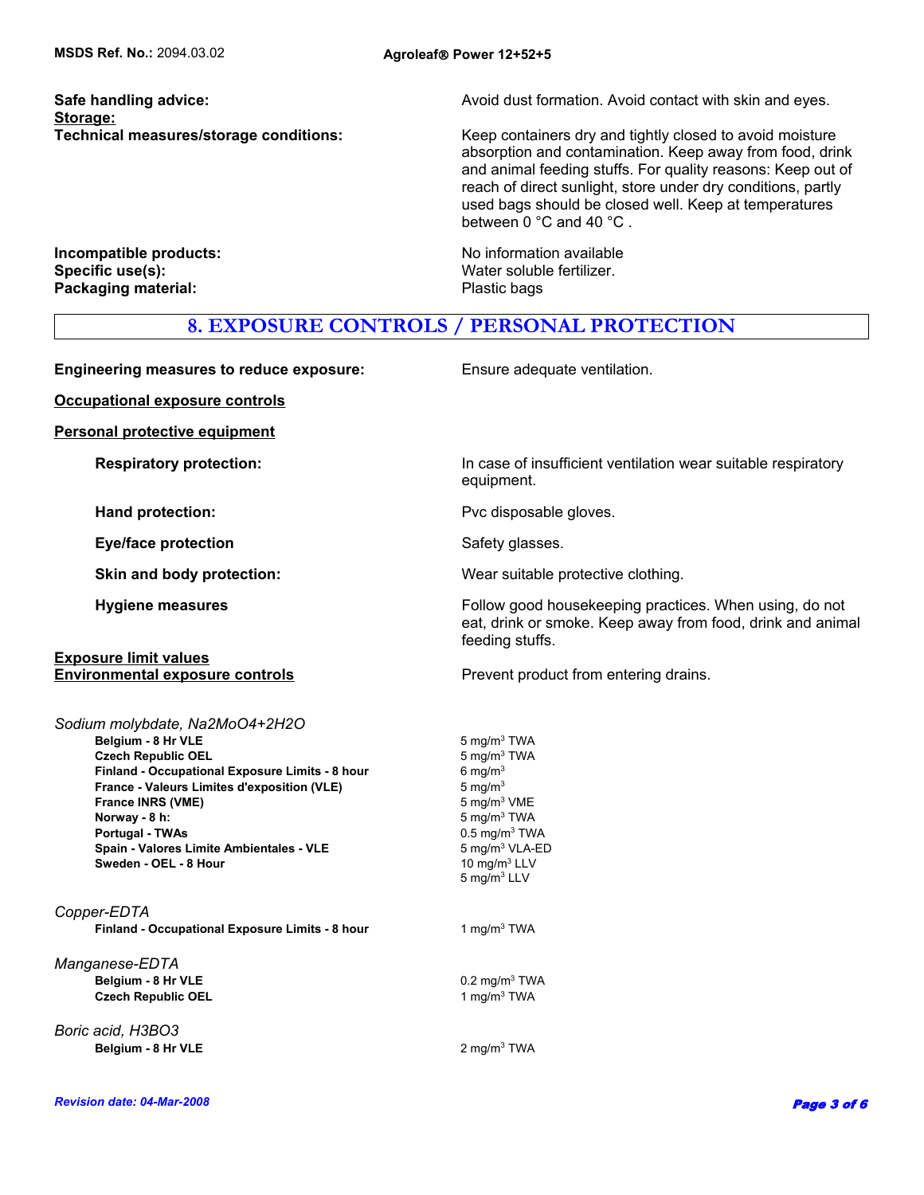**Safe handling advice:** Avoid dust formation. Avoid contact with skin and eyes.

**Storage:**

**Technical measures/storage conditions:** Keep containers dry and tightly closed to avoid moisture absorption and contamination. Keep away from food, drink and animal feeding stuffs. For quality reasons: Keep out of reach of direct sunlight, store under dry conditions, partly used bags should be closed well. Keep at temperatures between 0 °C and 40 °C .

**Incompatible products:** No information available

**Specific use(s):** Water soluble fertilizer.

**Packaging material:** Plastic bags

## 8. EXPOSURE CONTROLS / PERSONAL PROTECTION

**Engineering measures to reduce exposure:** Ensure adequate ventilation.

**Occupational exposure controls**

**Personal protective equipment**

**Respiratory protection:** In case of insufficient ventilation wear suitable respiratory equipment.

**Hand protection:** Pvc disposable gloves.

**Eye/face protection** Safety glasses.

**Skin and body protection:** Wear suitable protective clothing.

**Hygiene measures** Follow good housekeeping practices. When using, do not eat, drink or smoke. Keep away from food, drink and animal feeding stuffs.

**Exposure limit values**

**Environmental exposure controls** Prevent product from entering drains.

*Sodium molybdate, $Na_2MoO_4+2H_2O$*

| | |
|---|---|
| **Belgium - 8 Hr VLE** | 5 mg/m$^3$ TWA |
| **Czech Republic OEL** | 5 mg/m$^3$ TWA |
| **Finland - Occupational Exposure Limits - 8 hour** | 6 mg/m$^3$ |
| **France - Valeurs Limites d'exposition (VLE)** | 5 mg/m$^3$ |
| **France INRS (VME)** | 5 mg/m$^3$ VME |
| **Norway - 8 h:** | 5 mg/m$^3$ TWA |
| **Portugal - TWAs** | 0.5 mg/m$^3$ TWA |
| **Spain - Valores Limite Ambientales - VLE** | 5 mg/m$^3$ VLA-ED |
| **Sweden - OEL - 8 Hour** | 10 mg/m$^3$ LLV<br>5 mg/m$^3$ LLV |

*Copper-EDTA*

| | |
|---|---|
| **Finland - Occupational Exposure Limits - 8 hour** | 1 mg/m$^3$ TWA |

*Manganese-EDTA*

| | |
|---|---|
| **Belgium - 8 Hr VLE** | 0.2 mg/m$^3$ TWA |
| **Czech Republic OEL** | 1 mg/m$^3$ TWA |

*Boric acid, $H_3BO_3$*

| | |
|---|---|
| **Belgium - 8 Hr VLE** | 2 mg/m$^3$ TWA |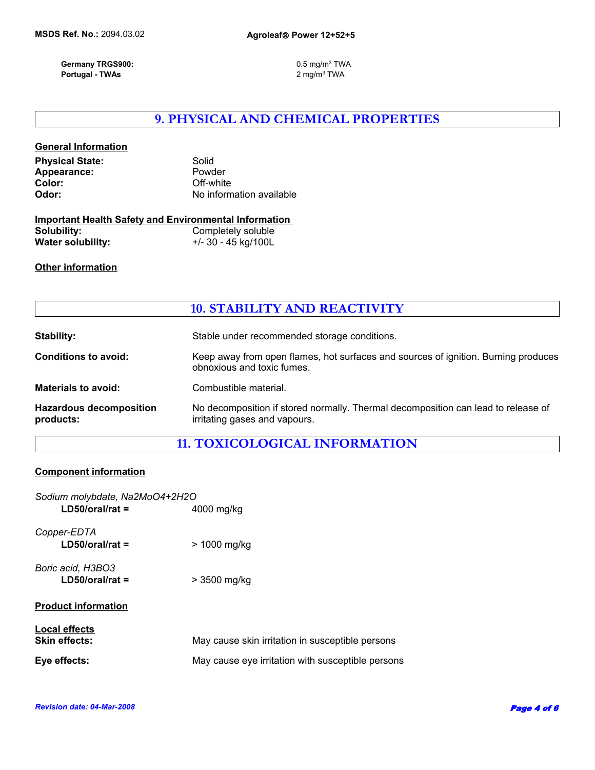| | |
|---|---|
| **Germany TRGS900:** | 0.5 mg/m$^3$ TWA |
| **Portugal - TWAs** | 2 mg/m$^3$ TWA |

## 9. PHYSICAL AND CHEMICAL PROPERTIES

**General Information**

| | |
|---|---|
| **Physical State:** | Solid |
| **Appearance:** | Powder |
| **Color:** | Off-white |
| **Odor:** | No information available |

**Important Health Safety and Environmental Information**

| | |
|---|---|
| **Solubility:** | Completely soluble |
| **Water solubility:** | +/- 30 - 45 kg/100L |

**Other information**

## 10. STABILITY AND REACTIVITY

| | |
|---|---|
| **Stability:** | Stable under recommended storage conditions. |
| **Conditions to avoid:** | Keep away from open flames, hot surfaces and sources of ignition. Burning produces obnoxious and toxic fumes. |
| **Materials to avoid:** | Combustible material. |
| **Hazardous decomposition products:** | No decomposition if stored normally. Thermal decomposition can lead to release of irritating gases and vapours. |

## 11. TOXICOLOGICAL INFORMATION

**Component information**

*Sodium molybdate, Na2MoO4+2H2O*

**LD50/oral/rat =** 4000 mg/kg

*Copper-EDTA*

**LD50/oral/rat =** > 1000 mg/kg

*Boric acid, H3BO3*

**LD50/oral/rat =** > 3500 mg/kg

**Product information**

**Local effects**

| | |
|---|---|
| **Skin effects:** | May cause skin irritation in susceptible persons |
| **Eye effects:** | May cause eye irritation with susceptible persons |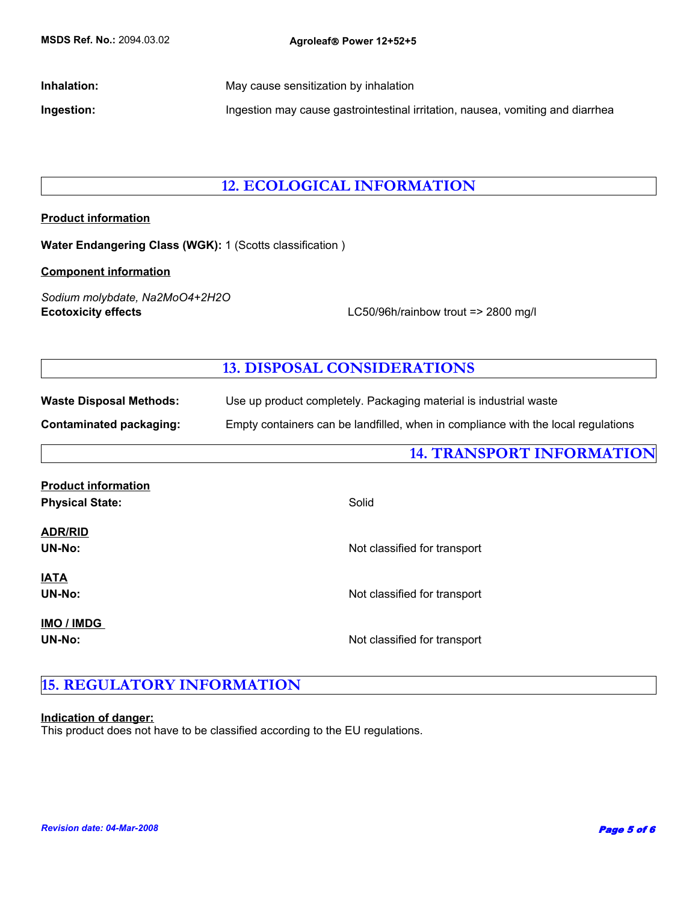**Inhalation:** May cause sensitization by inhalation

**Ingestion:** Ingestion may cause gastrointestinal irritation, nausea, vomiting and diarrhea

## 12. ECOLOGICAL INFORMATION

**Product information**

**Water Endangering Class (WGK):** 1 (Scotts classification )

**Component information**

*Sodium molybdate, $Na_2MoO_4+2H_2O$*

**Ecotoxicity effects** LC50/96h/rainbow trout => 2800 mg/l

## 13. DISPOSAL CONSIDERATIONS

**Waste Disposal Methods:** Use up product completely. Packaging material is industrial waste

**Contaminated packaging:** Empty containers can be landfilled, when in compliance with the local regulations

## 14. TRANSPORT INFORMATION

**Product information**

**Physical State:** Solid

**ADR/RID**

**UN-No:** Not classified for transport

**IATA**

**UN-No:** Not classified for transport

**IMO / IMDG**

**UN-No:** Not classified for transport

## 15. REGULATORY INFORMATION

**Indication of danger:**

This product does not have to be classified according to the EU regulations.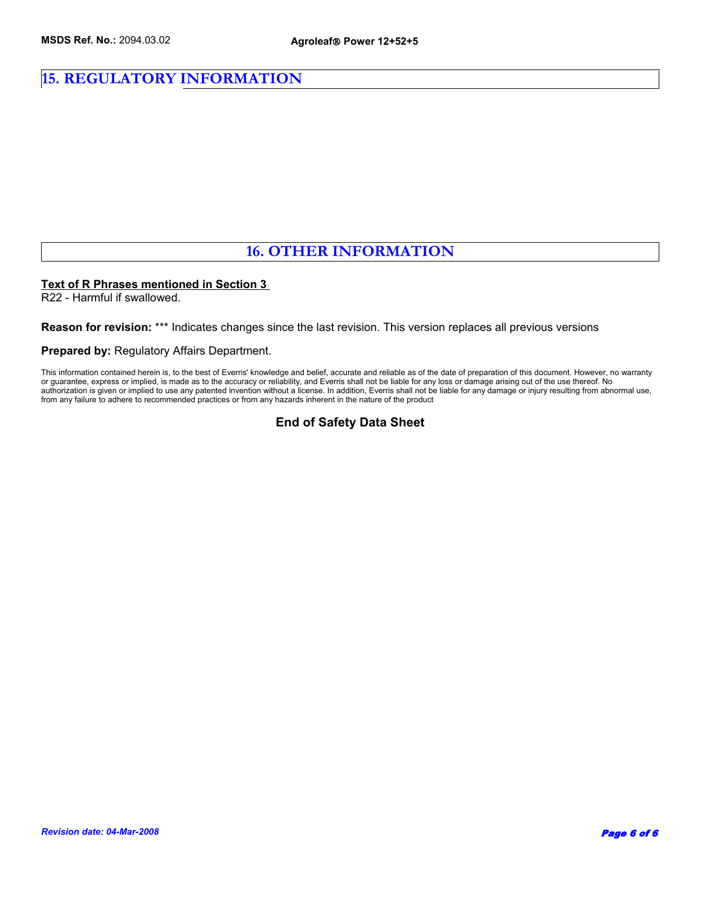# 15. REGULATORY INFORMATION

# 16. OTHER INFORMATION

**Text of R Phrases mentioned in Section 3**

R22 - Harmful if swallowed.

**Reason for revision:** *** Indicates changes since the last revision. This version replaces all previous versions

**Prepared by:** Regulatory Affairs Department.

This information contained herein is, to the best of Everris' knowledge and belief, accurate and reliable as of the date of preparation of this document. However, no warranty or guarantee, express or implied, is made as to the accuracy or reliability, and Everris shall not be liable for any loss or damage arising out of the use thereof. No authorization is given or implied to use any patented invention without a license. In addition, Everris shall not be liable for any damage or injury resulting from abnormal use, from any failure to adhere to recommended practices or from any hazards inherent in the nature of the product

**End of Safety Data Sheet**

*Revision date: 04-Mar-2008*